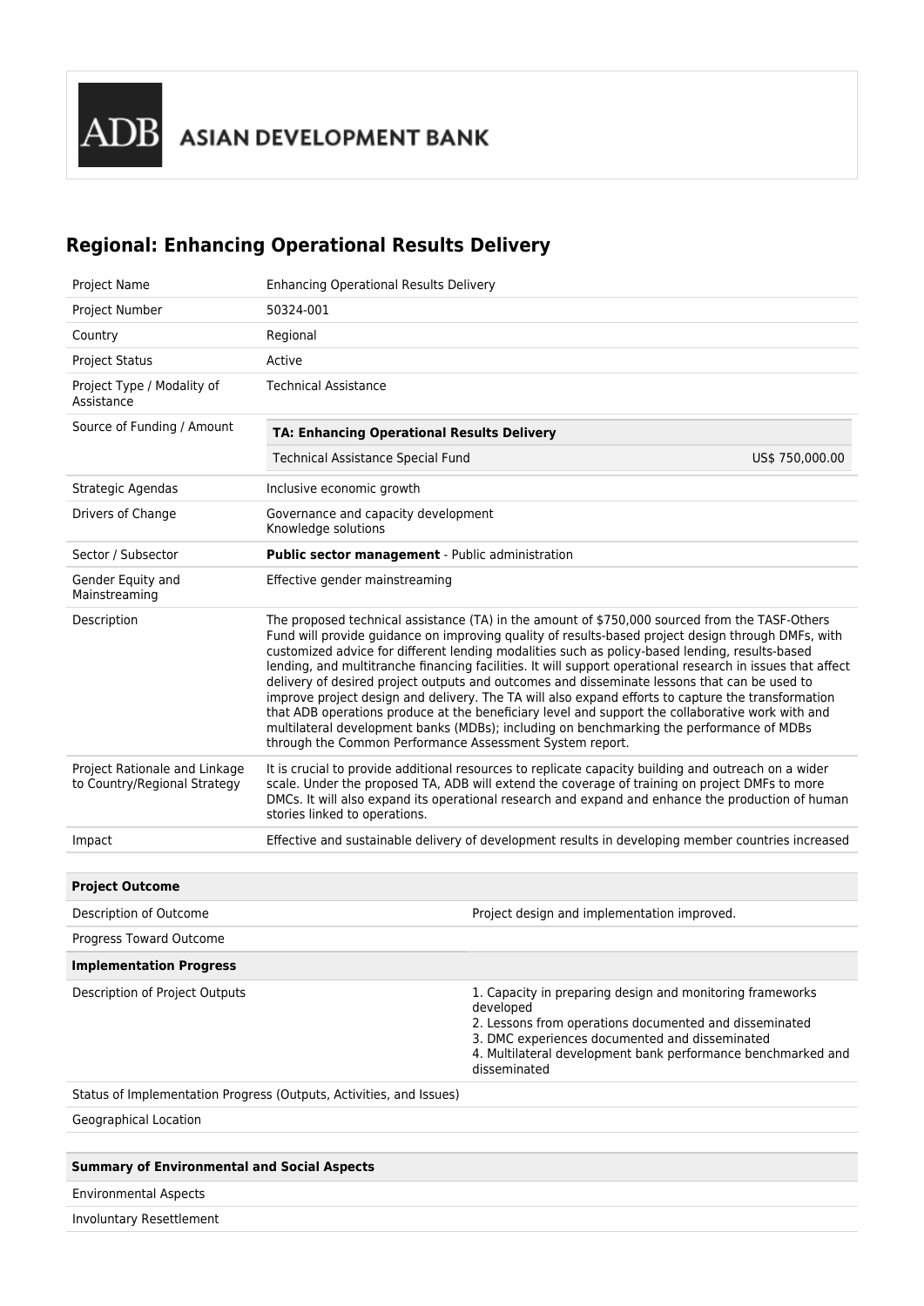ADB ASIAN DEVELOPMENT BANK

# Regional: Enhancing Operational Results Delivery

| | |
|---|---|
| Project Name | Enhancing Operational Results Delivery |
| Project Number | 50324-001 |
| Country | Regional |
| Project Status | Active |
| Project Type / Modality of Assistance | Technical Assistance |
| Source of Funding / Amount | **TA: Enhancing Operational Results Delivery**<br>Technical Assistance Special Fund US$ 750,000.00 |
| Strategic Agendas | Inclusive economic growth |
| Drivers of Change | Governance and capacity development<br>Knowledge solutions |
| Sector / Subsector | **Public sector management** - Public administration |
| Gender Equity and Mainstreaming | Effective gender mainstreaming |
| Description | The proposed technical assistance (TA) in the amount of $750,000 sourced from the TASF-Others Fund will provide guidance on improving quality of results-based project design through DMFs, with customized advice for different lending modalities such as policy-based lending, results-based lending, and multitranche financing facilities. It will support operational research in issues that affect delivery of desired project outputs and outcomes and disseminate lessons that can be used to improve project design and delivery. The TA will also expand efforts to capture the transformation that ADB operations produce at the beneficiary level and support the collaborative work with and multilateral development banks (MDBs); including on benchmarking the performance of MDBs through the Common Performance Assessment System report. |
| Project Rationale and Linkage to Country/Regional Strategy | It is crucial to provide additional resources to replicate capacity building and outreach on a wider scale. Under the proposed TA, ADB will extend the coverage of training on project DMFs to more DMCs. It will also expand its operational research and expand and enhance the production of human stories linked to operations. |
| Impact | Effective and sustainable delivery of development results in developing member countries increased |

| **Project Outcome** | |
|---|---|
| Description of Outcome | Project design and implementation improved. |
| Progress Toward Outcome | |
| **Implementation Progress** | |
| Description of Project Outputs | 1. Capacity in preparing design and monitoring frameworks developed<br>2. Lessons from operations documented and disseminated<br>3. DMC experiences documented and disseminated<br>4. Multilateral development bank performance benchmarked and disseminated |
| Status of Implementation Progress (Outputs, Activities, and Issues) | |
| Geographical Location | |

| **Summary of Environmental and Social Aspects** |
|---|
| Environmental Aspects |
| Involuntary Resettlement |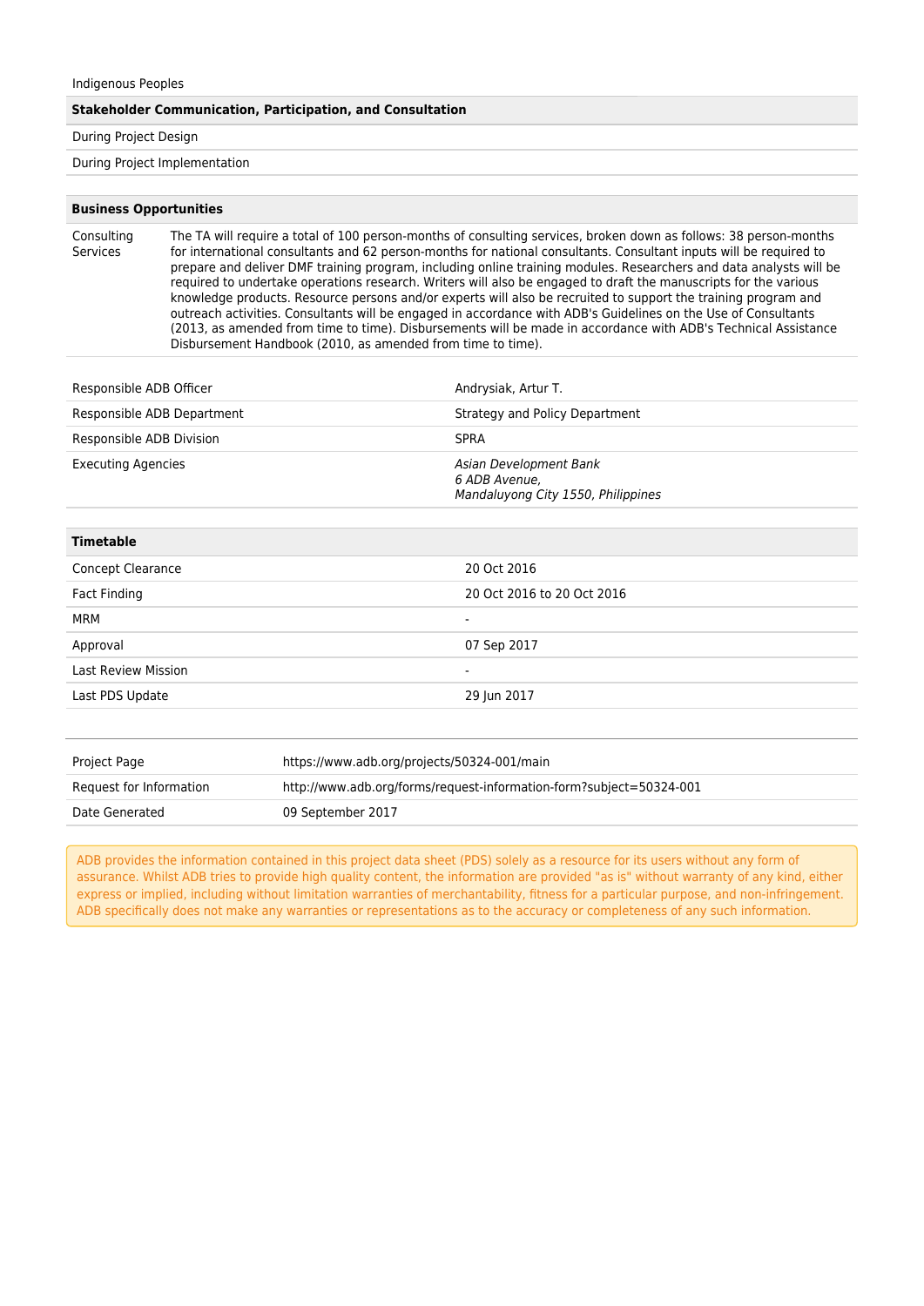| | |
|---|---|
| Indigenous Peoples | |

| **Stakeholder Communication, Participation, and Consultation** |
|---|
| During Project Design |
| During Project Implementation |

| **Business Opportunities** | |
|---|---|
| Consulting Services | The TA will require a total of 100 person-months of consulting services, broken down as follows: 38 person-months for international consultants and 62 person-months for national consultants. Consultant inputs will be required to prepare and deliver DMF training program, including online training modules. Researchers and data analysts will be required to undertake operations research. Writers will also be engaged to draft the manuscripts for the various knowledge products. Resource persons and/or experts will also be recruited to support the training program and outreach activities. Consultants will be engaged in accordance with ADB's Guidelines on the Use of Consultants (2013, as amended from time to time). Disbursements will be made in accordance with ADB's Technical Assistance Disbursement Handbook (2010, as amended from time to time). |

| | |
|---|---|
| Responsible ADB Officer | Andrysiak, Artur T. |
| Responsible ADB Department | Strategy and Policy Department |
| Responsible ADB Division | SPRA |
| Executing Agencies | *Asian Development Bank*<br>*6 ADB Avenue,*<br>*Mandaluyong City 1550, Philippines* |

| **Timetable** | |
|---|---|
| Concept Clearance | 20 Oct 2016 |
| Fact Finding | 20 Oct 2016 to 20 Oct 2016 |
| MRM | - |
| Approval | 07 Sep 2017 |
| Last Review Mission | - |
| Last PDS Update | 29 Jun 2017 |

| | |
|---|---|
| Project Page | https://www.adb.org/projects/50324-001/main |
| Request for Information | http://www.adb.org/forms/request-information-form?subject=50324-001 |
| Date Generated | 09 September 2017 |

ADB provides the information contained in this project data sheet (PDS) solely as a resource for its users without any form of assurance. Whilst ADB tries to provide high quality content, the information are provided "as is" without warranty of any kind, either express or implied, including without limitation warranties of merchantability, fitness for a particular purpose, and non-infringement. ADB specifically does not make any warranties or representations as to the accuracy or completeness of any such information.